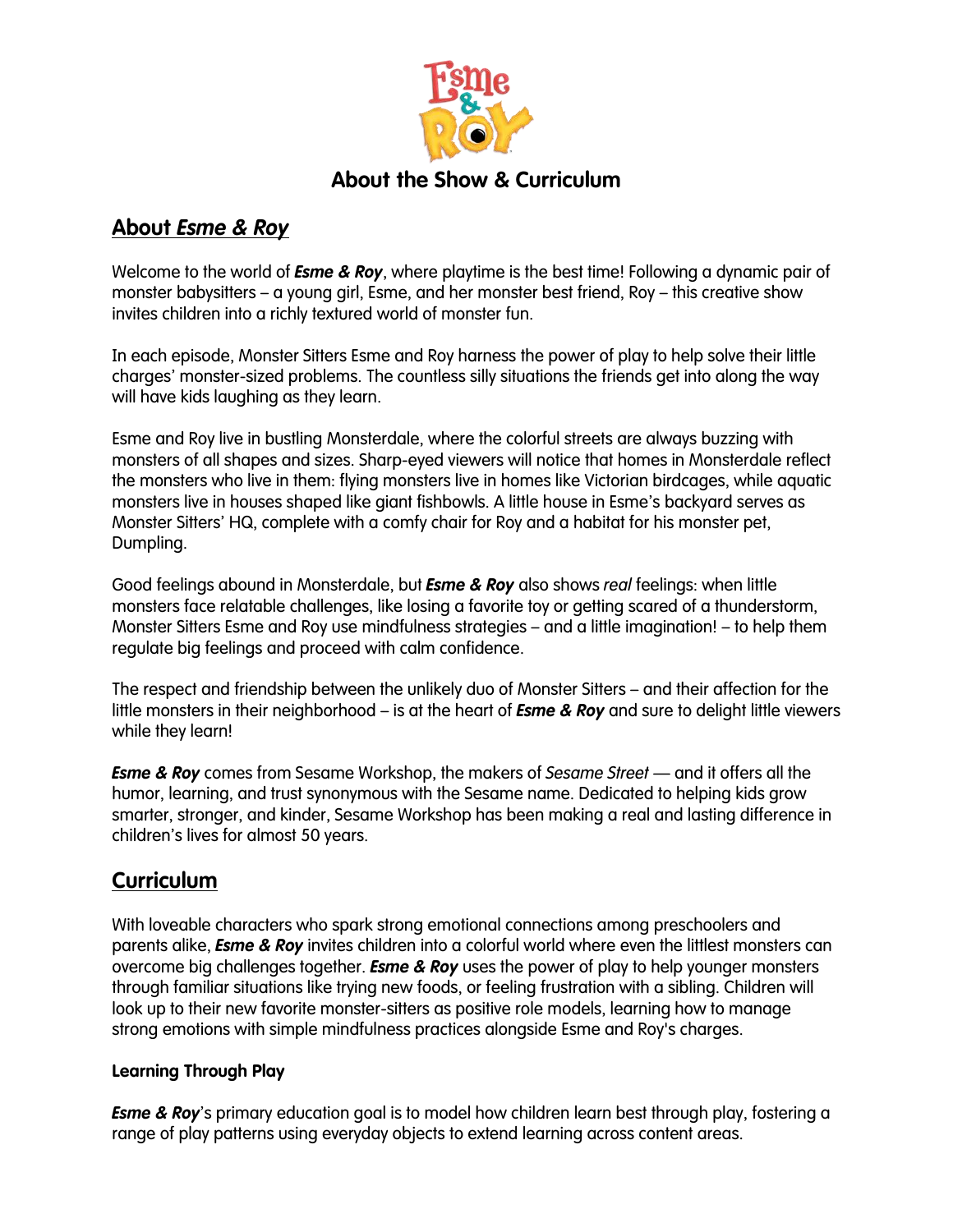# About the Show & Curriculum

## About *Esme & Roy*

Welcome to the world of ***Esme & Roy***, where playtime is the best time! Following a dynamic pair of monster babysitters – a young girl, Esme, and her monster best friend, Roy – this creative show invites children into a richly textured world of monster fun.

In each episode, Monster Sitters Esme and Roy harness the power of play to help solve their little charges' monster-sized problems. The countless silly situations the friends get into along the way will have kids laughing as they learn.

Esme and Roy live in bustling Monsterdale, where the colorful streets are always buzzing with monsters of all shapes and sizes. Sharp-eyed viewers will notice that homes in Monsterdale reflect the monsters who live in them: flying monsters live in homes like Victorian birdcages, while aquatic monsters live in houses shaped like giant fishbowls. A little house in Esme's backyard serves as Monster Sitters' HQ, complete with a comfy chair for Roy and a habitat for his monster pet, Dumpling.

Good feelings abound in Monsterdale, but ***Esme & Roy*** also shows *real* feelings: when little monsters face relatable challenges, like losing a favorite toy or getting scared of a thunderstorm, Monster Sitters Esme and Roy use mindfulness strategies – and a little imagination! – to help them regulate big feelings and proceed with calm confidence.

The respect and friendship between the unlikely duo of Monster Sitters – and their affection for the little monsters in their neighborhood – is at the heart of ***Esme & Roy*** and sure to delight little viewers while they learn!

***Esme & Roy*** comes from Sesame Workshop, the makers of *Sesame Street* — and it offers all the humor, learning, and trust synonymous with the Sesame name. Dedicated to helping kids grow smarter, stronger, and kinder, Sesame Workshop has been making a real and lasting difference in children's lives for almost 50 years.

## Curriculum

With loveable characters who spark strong emotional connections among preschoolers and parents alike, ***Esme & Roy*** invites children into a colorful world where even the littlest monsters can overcome big challenges together. ***Esme & Roy*** uses the power of play to help younger monsters through familiar situations like trying new foods, or feeling frustration with a sibling. Children will look up to their new favorite monster-sitters as positive role models, learning how to manage strong emotions with simple mindfulness practices alongside Esme and Roy's charges.

### Learning Through Play

***Esme & Roy***'s primary education goal is to model how children learn best through play, fostering a range of play patterns using everyday objects to extend learning across content areas.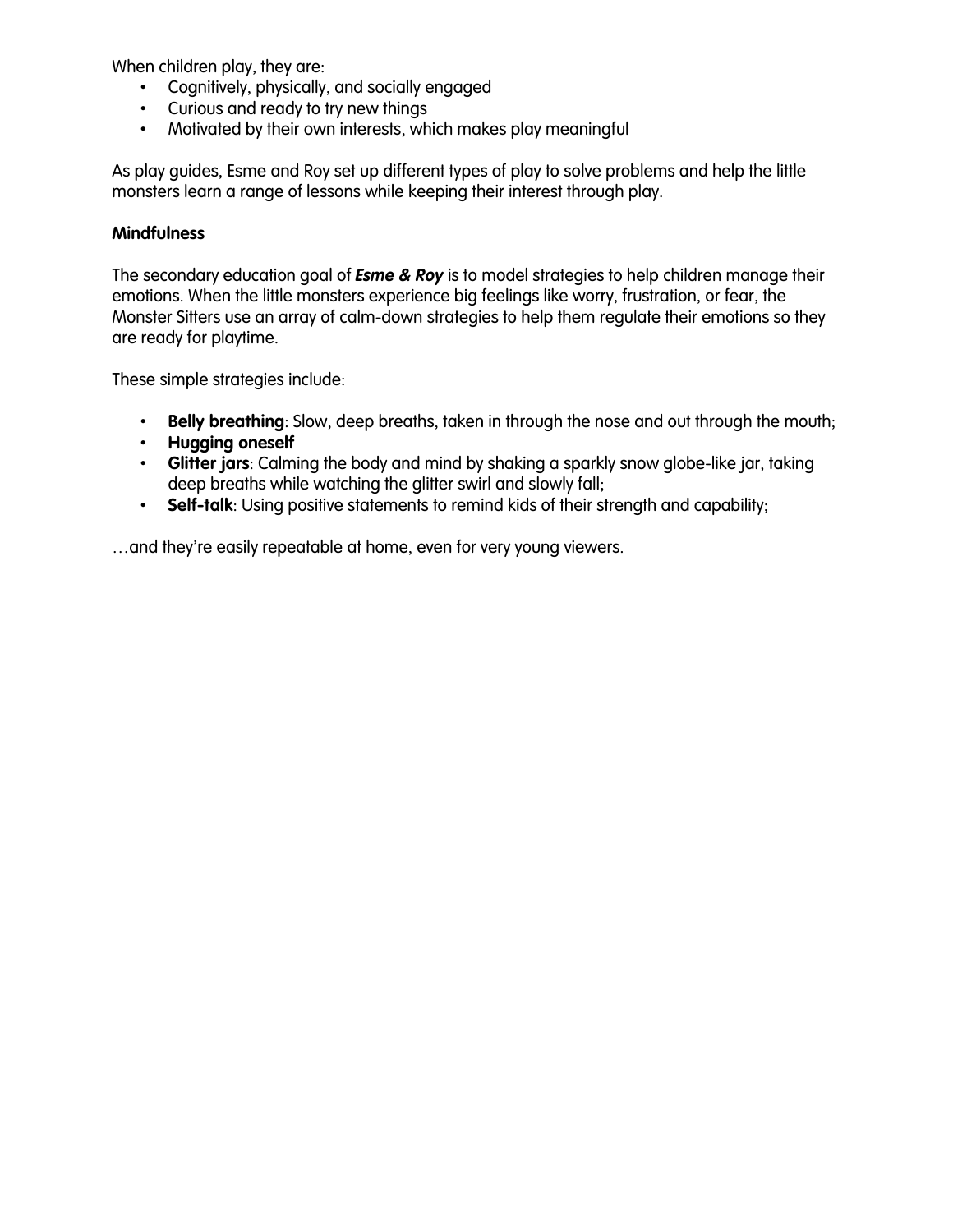When children play, they are:

- Cognitively, physically, and socially engaged
- Curious and ready to try new things
- Motivated by their own interests, which makes play meaningful

As play guides, Esme and Roy set up different types of play to solve problems and help the little monsters learn a range of lessons while keeping their interest through play.

**Mindfulness**

The secondary education goal of ***Esme & Roy*** is to model strategies to help children manage their emotions. When the little monsters experience big feelings like worry, frustration, or fear, the Monster Sitters use an array of calm-down strategies to help them regulate their emotions so they are ready for playtime.

These simple strategies include:

- **Belly breathing**: Slow, deep breaths, taken in through the nose and out through the mouth;
- **Hugging oneself**
- **Glitter jars**: Calming the body and mind by shaking a sparkly snow globe-like jar, taking deep breaths while watching the glitter swirl and slowly fall;
- **Self-talk**: Using positive statements to remind kids of their strength and capability;

…and they're easily repeatable at home, even for very young viewers.